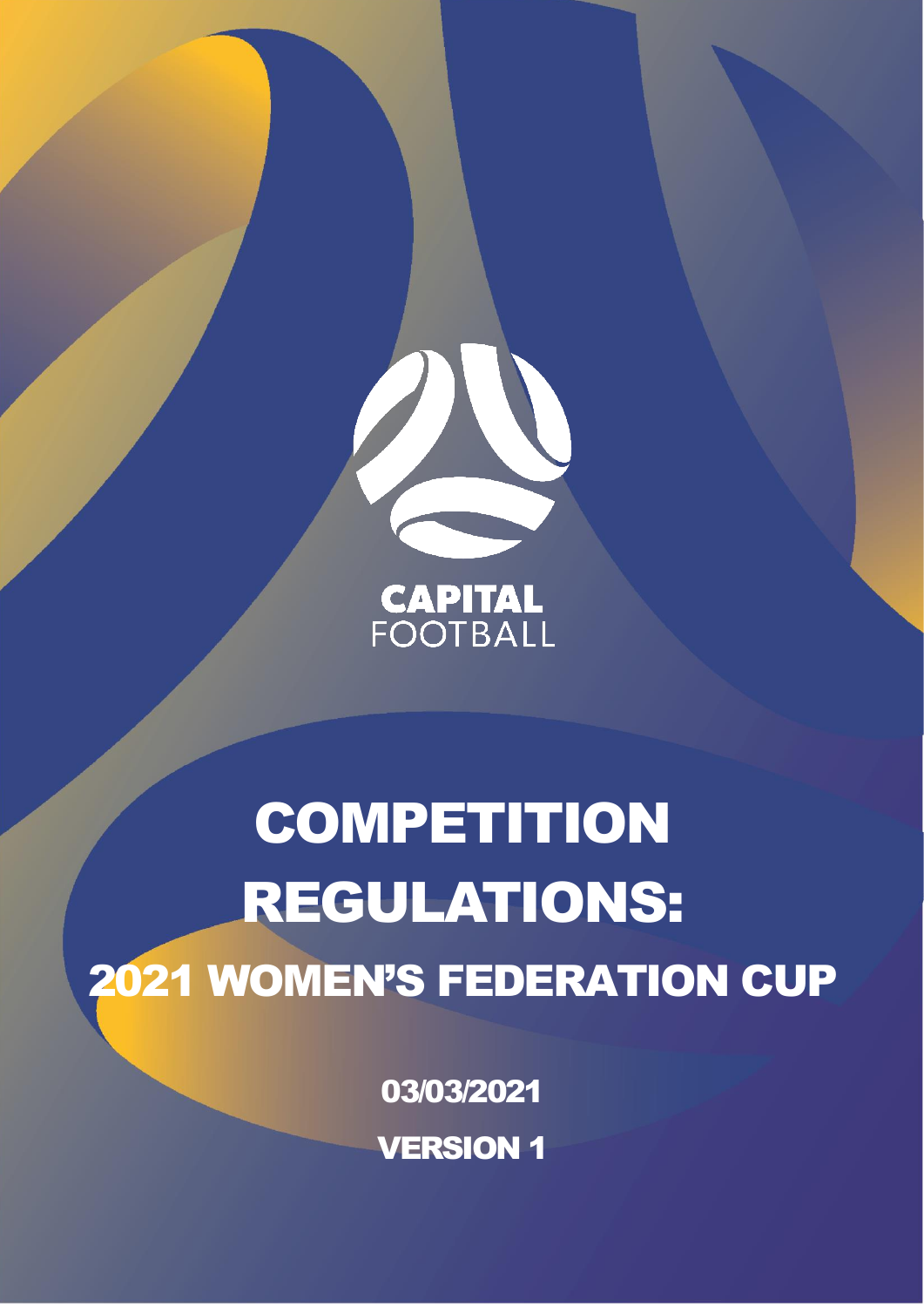CAPITAL FOOTBALL

# COMPETITION REGULATIONS:

## 2021 WOMEN'S FEDERATION CUP

03/03/2021

VERSION 1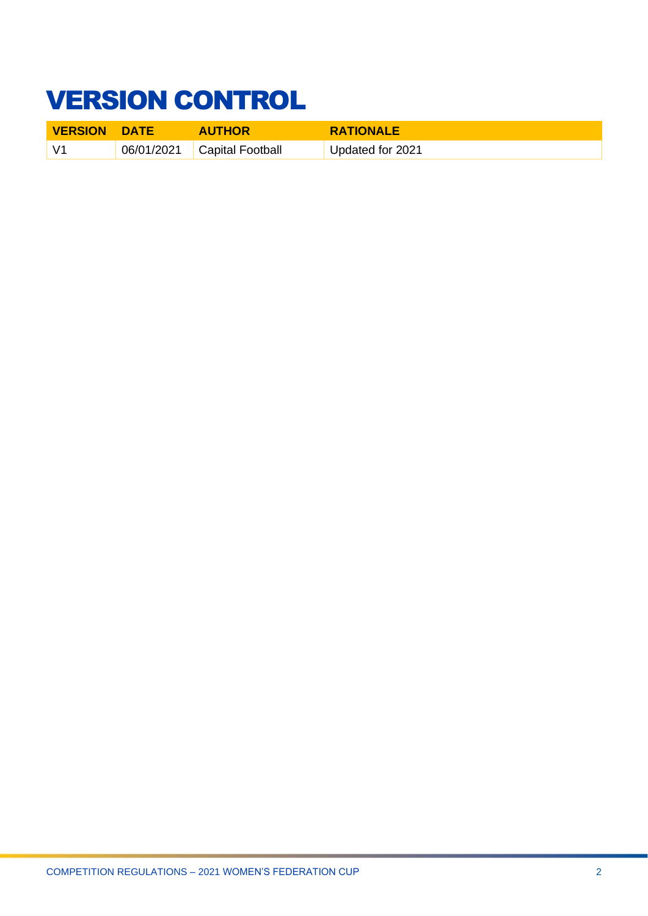# VERSION CONTROL

| VERSION | DATE | AUTHOR | RATIONALE |
| --- | --- | --- | --- |
| V1 | 06/01/2021 | Capital Football | Updated for 2021 |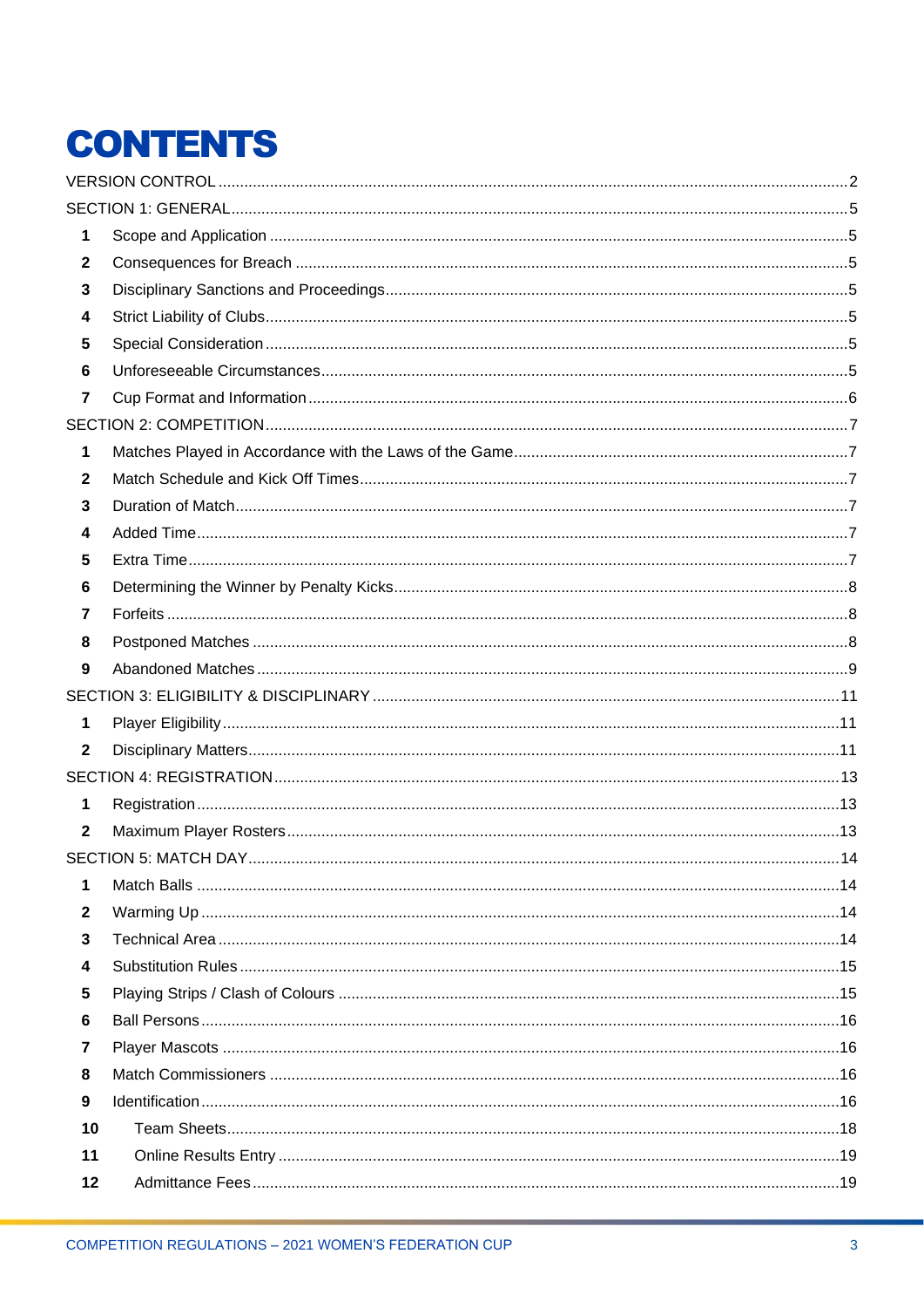# CONTENTS

VERSION CONTROL ..... 2

SECTION 1: GENERAL ..... 5

- 1 Scope and Application ..... 5
- 2 Consequences for Breach ..... 5
- 3 Disciplinary Sanctions and Proceedings ..... 5
- 4 Strict Liability of Clubs ..... 5
- 5 Special Consideration ..... 5
- 6 Unforeseeable Circumstances ..... 5
- 7 Cup Format and Information ..... 6

SECTION 2: COMPETITION ..... 7

- 1 Matches Played in Accordance with the Laws of the Game ..... 7
- 2 Match Schedule and Kick Off Times ..... 7
- 3 Duration of Match ..... 7
- 4 Added Time ..... 7
- 5 Extra Time ..... 7
- 6 Determining the Winner by Penalty Kicks ..... 8
- 7 Forfeits ..... 8
- 8 Postponed Matches ..... 8
- 9 Abandoned Matches ..... 9

SECTION 3: ELIGIBILITY & DISCIPLINARY ..... 11

- 1 Player Eligibility ..... 11
- 2 Disciplinary Matters ..... 11

SECTION 4: REGISTRATION ..... 13

- 1 Registration ..... 13
- 2 Maximum Player Rosters ..... 13

SECTION 5: MATCH DAY ..... 14

- 1 Match Balls ..... 14
- 2 Warming Up ..... 14
- 3 Technical Area ..... 14
- 4 Substitution Rules ..... 15
- 5 Playing Strips / Clash of Colours ..... 15
- 6 Ball Persons ..... 16
- 7 Player Mascots ..... 16
- 8 Match Commissioners ..... 16
- 9 Identification ..... 16
- 10 Team Sheets ..... 18
- 11 Online Results Entry ..... 19
- 12 Admittance Fees ..... 19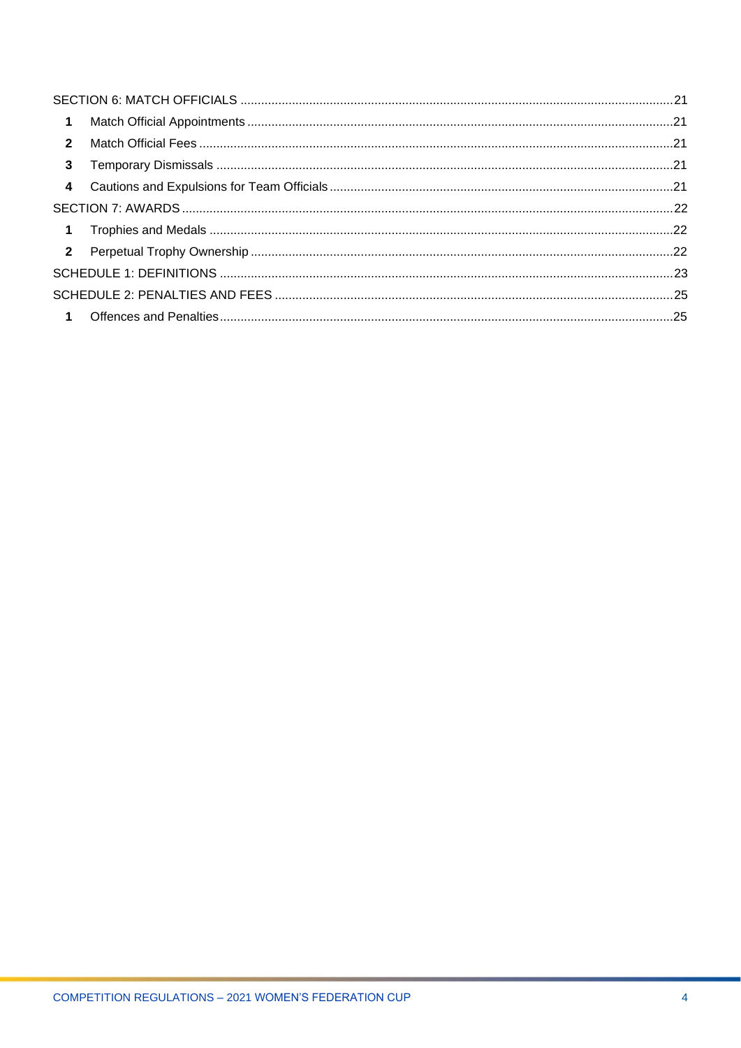SECTION 6: MATCH OFFICIALS ........................................................................................................................ 21

1 Match Official Appointments ......................................................................................................................... 21

2 Match Official Fees ......................................................................................................................................... 21

3 Temporary Dismissals ..................................................................................................................................... 21

4 Cautions and Expulsions for Team Officials .................................................................................................... 21

SECTION 7: AWARDS ........................................................................................................................................ 22

1 Trophies and Medals ....................................................................................................................................... 22

2 Perpetual Trophy Ownership .......................................................................................................................... 22

SCHEDULE 1: DEFINITIONS ............................................................................................................................. 23

SCHEDULE 2: PENALTIES AND FEES .............................................................................................................. 25

1 Offences and Penalties .................................................................................................................................... 25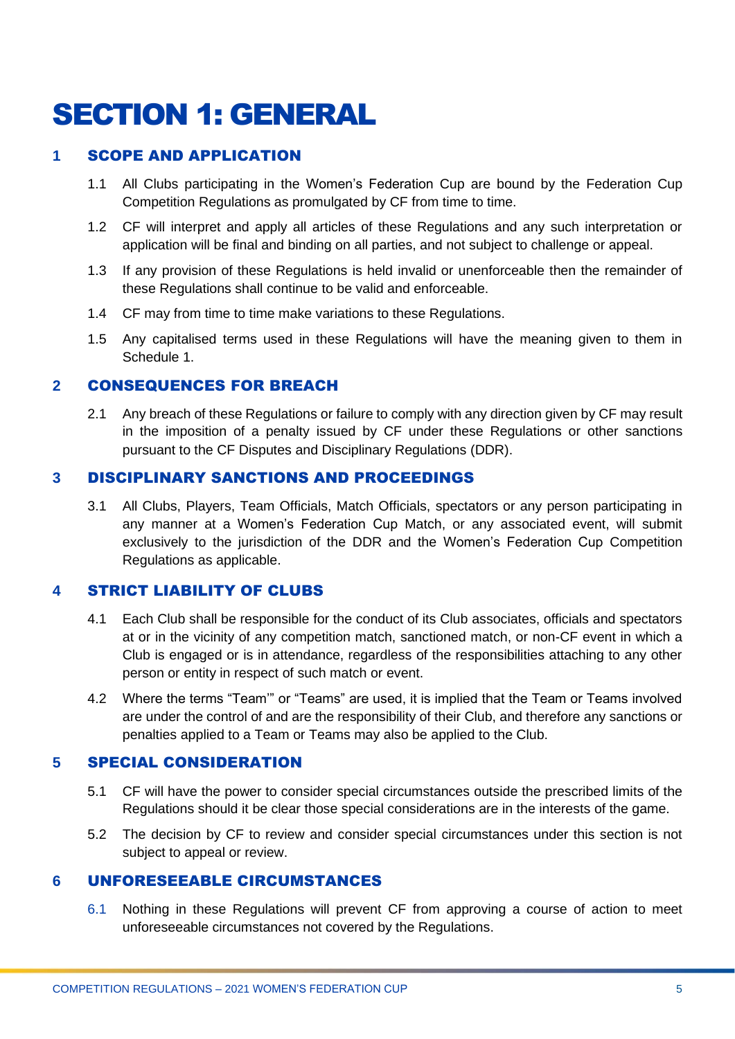# SECTION 1: GENERAL

## 1 SCOPE AND APPLICATION

1.1 All Clubs participating in the Women's Federation Cup are bound by the Federation Cup Competition Regulations as promulgated by CF from time to time.

1.2 CF will interpret and apply all articles of these Regulations and any such interpretation or application will be final and binding on all parties, and not subject to challenge or appeal.

1.3 If any provision of these Regulations is held invalid or unenforceable then the remainder of these Regulations shall continue to be valid and enforceable.

1.4 CF may from time to time make variations to these Regulations.

1.5 Any capitalised terms used in these Regulations will have the meaning given to them in Schedule 1.

## 2 CONSEQUENCES FOR BREACH

2.1 Any breach of these Regulations or failure to comply with any direction given by CF may result in the imposition of a penalty issued by CF under these Regulations or other sanctions pursuant to the CF Disputes and Disciplinary Regulations (DDR).

## 3 DISCIPLINARY SANCTIONS AND PROCEEDINGS

3.1 All Clubs, Players, Team Officials, Match Officials, spectators or any person participating in any manner at a Women's Federation Cup Match, or any associated event, will submit exclusively to the jurisdiction of the DDR and the Women's Federation Cup Competition Regulations as applicable.

## 4 STRICT LIABILITY OF CLUBS

4.1 Each Club shall be responsible for the conduct of its Club associates, officials and spectators at or in the vicinity of any competition match, sanctioned match, or non-CF event in which a Club is engaged or is in attendance, regardless of the responsibilities attaching to any other person or entity in respect of such match or event.

4.2 Where the terms "Team'" or "Teams" are used, it is implied that the Team or Teams involved are under the control of and are the responsibility of their Club, and therefore any sanctions or penalties applied to a Team or Teams may also be applied to the Club.

## 5 SPECIAL CONSIDERATION

5.1 CF will have the power to consider special circumstances outside the prescribed limits of the Regulations should it be clear those special considerations are in the interests of the game.

5.2 The decision by CF to review and consider special circumstances under this section is not subject to appeal or review.

## 6 UNFORESEEABLE CIRCUMSTANCES

6.1 Nothing in these Regulations will prevent CF from approving a course of action to meet unforeseeable circumstances not covered by the Regulations.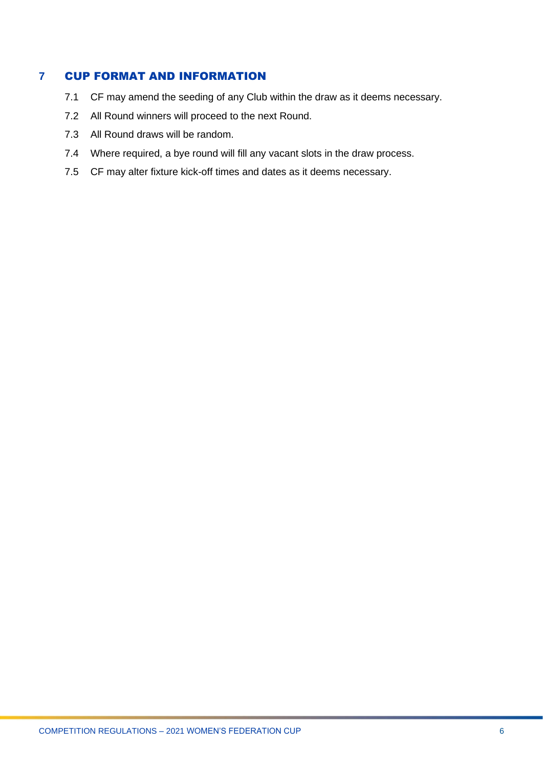## 7 CUP FORMAT AND INFORMATION

7.1 CF may amend the seeding of any Club within the draw as it deems necessary.

7.2 All Round winners will proceed to the next Round.

7.3 All Round draws will be random.

7.4 Where required, a bye round will fill any vacant slots in the draw process.

7.5 CF may alter fixture kick-off times and dates as it deems necessary.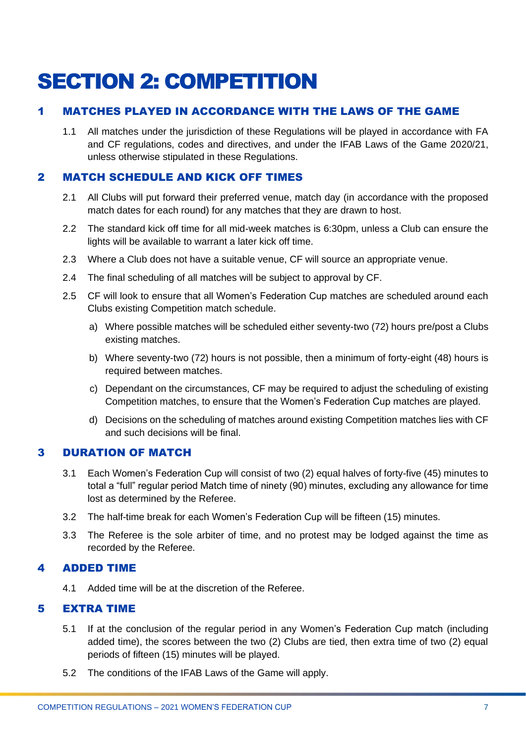# SECTION 2: COMPETITION

## 1 MATCHES PLAYED IN ACCORDANCE WITH THE LAWS OF THE GAME

1.1 All matches under the jurisdiction of these Regulations will be played in accordance with FA and CF regulations, codes and directives, and under the IFAB Laws of the Game 2020/21, unless otherwise stipulated in these Regulations.

## 2 MATCH SCHEDULE AND KICK OFF TIMES

2.1 All Clubs will put forward their preferred venue, match day (in accordance with the proposed match dates for each round) for any matches that they are drawn to host.

2.2 The standard kick off time for all mid-week matches is 6:30pm, unless a Club can ensure the lights will be available to warrant a later kick off time.

2.3 Where a Club does not have a suitable venue, CF will source an appropriate venue.

2.4 The final scheduling of all matches will be subject to approval by CF.

2.5 CF will look to ensure that all Women's Federation Cup matches are scheduled around each Clubs existing Competition match schedule.

a) Where possible matches will be scheduled either seventy-two (72) hours pre/post a Clubs existing matches.

b) Where seventy-two (72) hours is not possible, then a minimum of forty-eight (48) hours is required between matches.

c) Dependant on the circumstances, CF may be required to adjust the scheduling of existing Competition matches, to ensure that the Women's Federation Cup matches are played.

d) Decisions on the scheduling of matches around existing Competition matches lies with CF and such decisions will be final.

## 3 DURATION OF MATCH

3.1 Each Women's Federation Cup will consist of two (2) equal halves of forty-five (45) minutes to total a "full" regular period Match time of ninety (90) minutes, excluding any allowance for time lost as determined by the Referee.

3.2 The half-time break for each Women's Federation Cup will be fifteen (15) minutes.

3.3 The Referee is the sole arbiter of time, and no protest may be lodged against the time as recorded by the Referee.

## 4 ADDED TIME

4.1 Added time will be at the discretion of the Referee.

## 5 EXTRA TIME

5.1 If at the conclusion of the regular period in any Women's Federation Cup match (including added time), the scores between the two (2) Clubs are tied, then extra time of two (2) equal periods of fifteen (15) minutes will be played.

5.2 The conditions of the IFAB Laws of the Game will apply.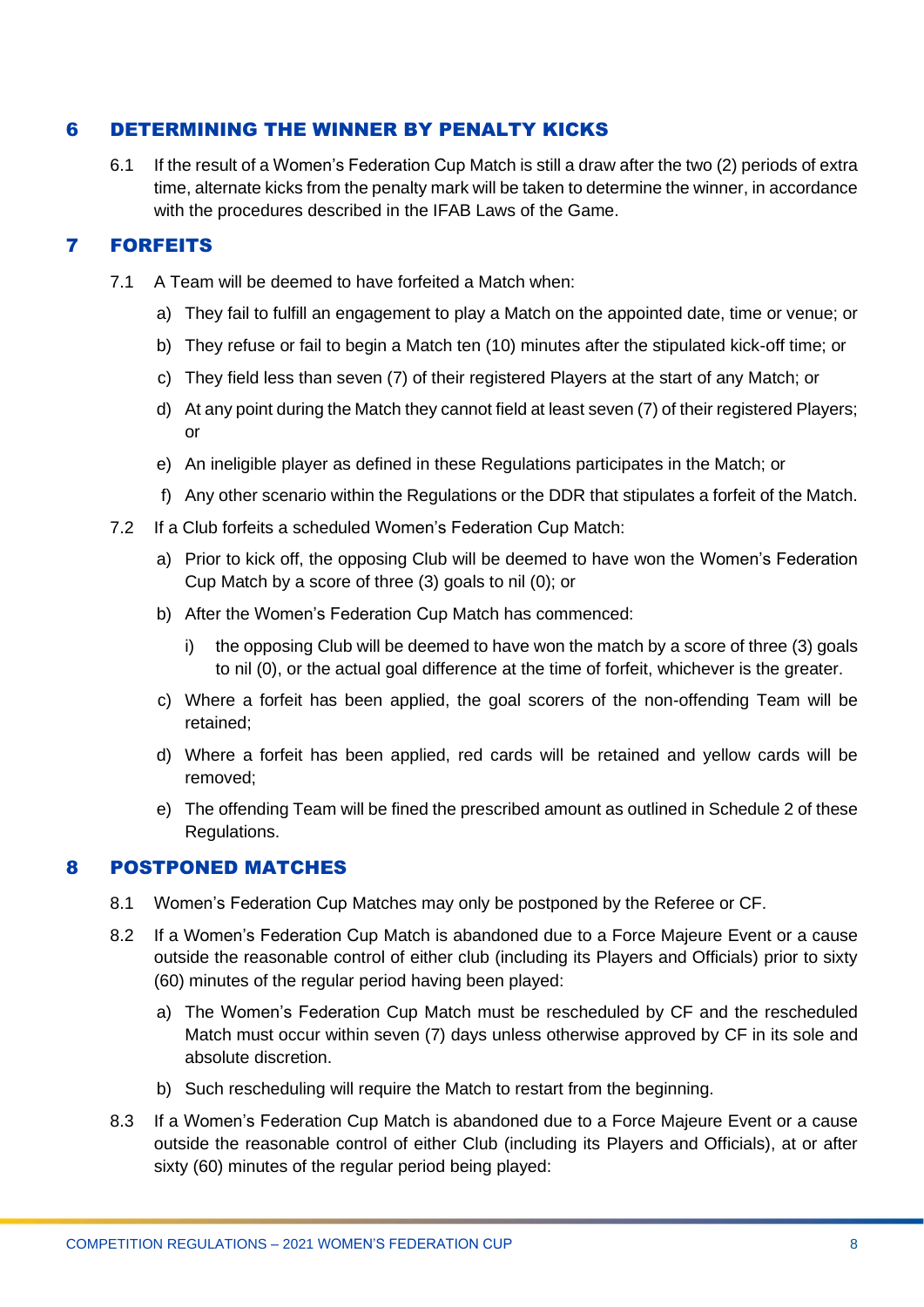## 6 DETERMINING THE WINNER BY PENALTY KICKS

6.1 If the result of a Women's Federation Cup Match is still a draw after the two (2) periods of extra time, alternate kicks from the penalty mark will be taken to determine the winner, in accordance with the procedures described in the IFAB Laws of the Game.

## 7 FORFEITS

7.1 A Team will be deemed to have forfeited a Match when:

a) They fail to fulfill an engagement to play a Match on the appointed date, time or venue; or

b) They refuse or fail to begin a Match ten (10) minutes after the stipulated kick-off time; or

c) They field less than seven (7) of their registered Players at the start of any Match; or

d) At any point during the Match they cannot field at least seven (7) of their registered Players; or

e) An ineligible player as defined in these Regulations participates in the Match; or

f) Any other scenario within the Regulations or the DDR that stipulates a forfeit of the Match.

7.2 If a Club forfeits a scheduled Women's Federation Cup Match:

a) Prior to kick off, the opposing Club will be deemed to have won the Women's Federation Cup Match by a score of three (3) goals to nil (0); or

b) After the Women's Federation Cup Match has commenced:

i) the opposing Club will be deemed to have won the match by a score of three (3) goals to nil (0), or the actual goal difference at the time of forfeit, whichever is the greater.

c) Where a forfeit has been applied, the goal scorers of the non-offending Team will be retained;

d) Where a forfeit has been applied, red cards will be retained and yellow cards will be removed;

e) The offending Team will be fined the prescribed amount as outlined in Schedule 2 of these Regulations.

## 8 POSTPONED MATCHES

8.1 Women's Federation Cup Matches may only be postponed by the Referee or CF.

8.2 If a Women's Federation Cup Match is abandoned due to a Force Majeure Event or a cause outside the reasonable control of either club (including its Players and Officials) prior to sixty (60) minutes of the regular period having been played:

a) The Women's Federation Cup Match must be rescheduled by CF and the rescheduled Match must occur within seven (7) days unless otherwise approved by CF in its sole and absolute discretion.

b) Such rescheduling will require the Match to restart from the beginning.

8.3 If a Women's Federation Cup Match is abandoned due to a Force Majeure Event or a cause outside the reasonable control of either Club (including its Players and Officials), at or after sixty (60) minutes of the regular period being played: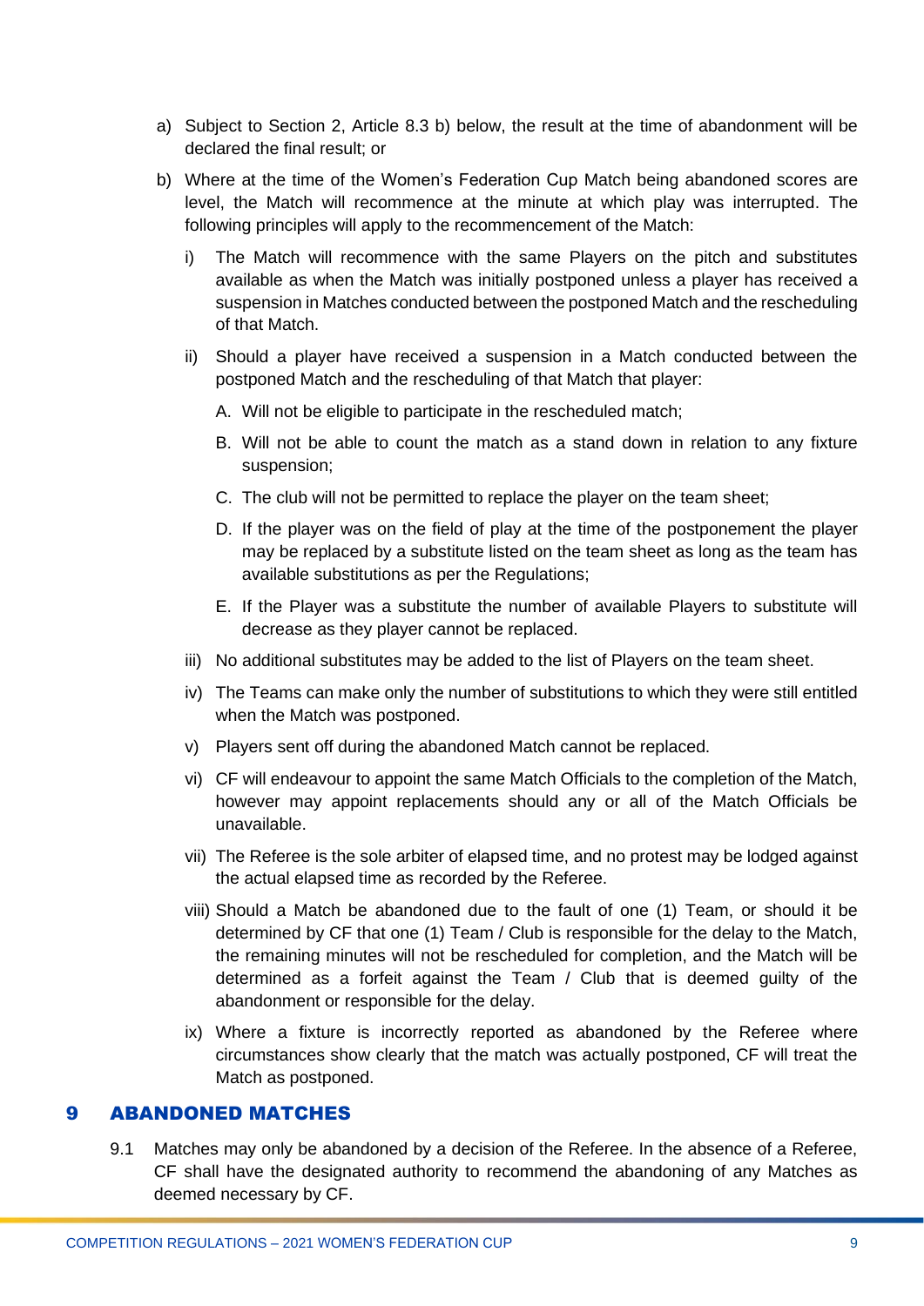a) Subject to Section 2, Article 8.3 b) below, the result at the time of abandonment will be declared the final result; or

b) Where at the time of the Women's Federation Cup Match being abandoned scores are level, the Match will recommence at the minute at which play was interrupted. The following principles will apply to the recommencement of the Match:

   i) The Match will recommence with the same Players on the pitch and substitutes available as when the Match was initially postponed unless a player has received a suspension in Matches conducted between the postponed Match and the rescheduling of that Match.

   ii) Should a player have received a suspension in a Match conducted between the postponed Match and the rescheduling of that Match that player:

      A. Will not be eligible to participate in the rescheduled match;

      B. Will not be able to count the match as a stand down in relation to any fixture suspension;

      C. The club will not be permitted to replace the player on the team sheet;

      D. If the player was on the field of play at the time of the postponement the player may be replaced by a substitute listed on the team sheet as long as the team has available substitutions as per the Regulations;

      E. If the Player was a substitute the number of available Players to substitute will decrease as they player cannot be replaced.

   iii) No additional substitutes may be added to the list of Players on the team sheet.

   iv) The Teams can make only the number of substitutions to which they were still entitled when the Match was postponed.

   v) Players sent off during the abandoned Match cannot be replaced.

   vi) CF will endeavour to appoint the same Match Officials to the completion of the Match, however may appoint replacements should any or all of the Match Officials be unavailable.

   vii) The Referee is the sole arbiter of elapsed time, and no protest may be lodged against the actual elapsed time as recorded by the Referee.

   viii) Should a Match be abandoned due to the fault of one (1) Team, or should it be determined by CF that one (1) Team / Club is responsible for the delay to the Match, the remaining minutes will not be rescheduled for completion, and the Match will be determined as a forfeit against the Team / Club that is deemed guilty of the abandonment or responsible for the delay.

   ix) Where a fixture is incorrectly reported as abandoned by the Referee where circumstances show clearly that the match was actually postponed, CF will treat the Match as postponed.

## 9 ABANDONED MATCHES

9.1 Matches may only be abandoned by a decision of the Referee. In the absence of a Referee, CF shall have the designated authority to recommend the abandoning of any Matches as deemed necessary by CF.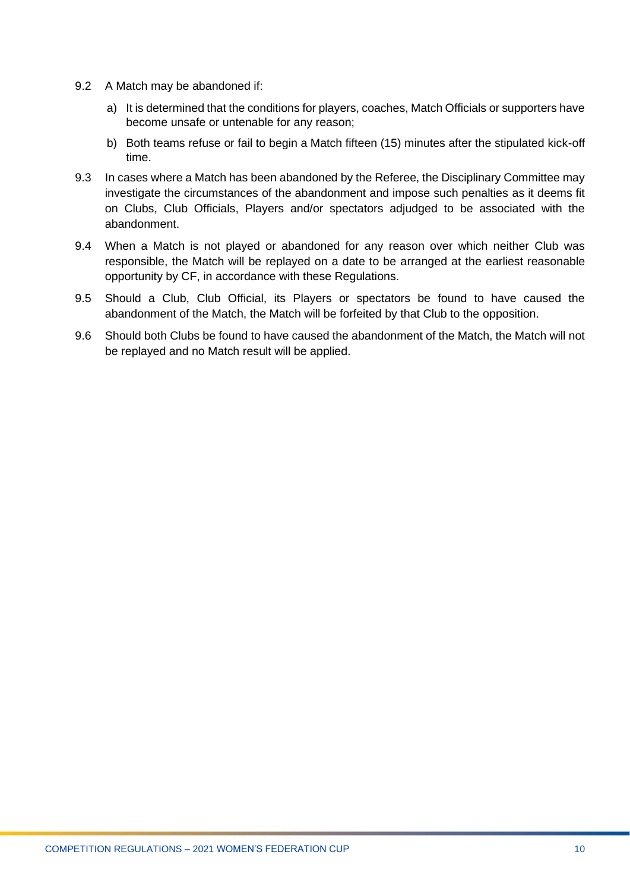9.2 A Match may be abandoned if:

a) It is determined that the conditions for players, coaches, Match Officials or supporters have become unsafe or untenable for any reason;

b) Both teams refuse or fail to begin a Match fifteen (15) minutes after the stipulated kick-off time.

9.3 In cases where a Match has been abandoned by the Referee, the Disciplinary Committee may investigate the circumstances of the abandonment and impose such penalties as it deems fit on Clubs, Club Officials, Players and/or spectators adjudged to be associated with the abandonment.

9.4 When a Match is not played or abandoned for any reason over which neither Club was responsible, the Match will be replayed on a date to be arranged at the earliest reasonable opportunity by CF, in accordance with these Regulations.

9.5 Should a Club, Club Official, its Players or spectators be found to have caused the abandonment of the Match, the Match will be forfeited by that Club to the opposition.

9.6 Should both Clubs be found to have caused the abandonment of the Match, the Match will not be replayed and no Match result will be applied.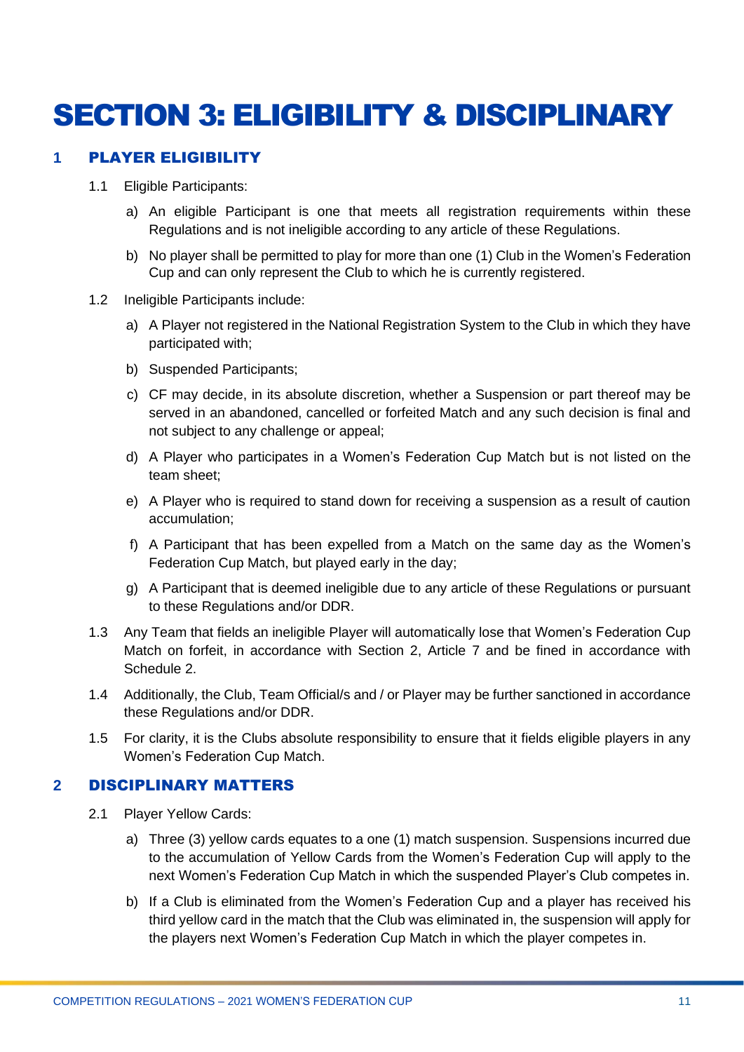# SECTION 3: ELIGIBILITY & DISCIPLINARY

## 1 PLAYER ELIGIBILITY

1.1 Eligible Participants:

a) An eligible Participant is one that meets all registration requirements within these Regulations and is not ineligible according to any article of these Regulations.

b) No player shall be permitted to play for more than one (1) Club in the Women's Federation Cup and can only represent the Club to which he is currently registered.

1.2 Ineligible Participants include:

a) A Player not registered in the National Registration System to the Club in which they have participated with;

b) Suspended Participants;

c) CF may decide, in its absolute discretion, whether a Suspension or part thereof may be served in an abandoned, cancelled or forfeited Match and any such decision is final and not subject to any challenge or appeal;

d) A Player who participates in a Women's Federation Cup Match but is not listed on the team sheet;

e) A Player who is required to stand down for receiving a suspension as a result of caution accumulation;

f) A Participant that has been expelled from a Match on the same day as the Women's Federation Cup Match, but played early in the day;

g) A Participant that is deemed ineligible due to any article of these Regulations or pursuant to these Regulations and/or DDR.

1.3 Any Team that fields an ineligible Player will automatically lose that Women's Federation Cup Match on forfeit, in accordance with Section 2, Article 7 and be fined in accordance with Schedule 2.

1.4 Additionally, the Club, Team Official/s and / or Player may be further sanctioned in accordance these Regulations and/or DDR.

1.5 For clarity, it is the Clubs absolute responsibility to ensure that it fields eligible players in any Women's Federation Cup Match.

## 2 DISCIPLINARY MATTERS

2.1 Player Yellow Cards:

a) Three (3) yellow cards equates to a one (1) match suspension. Suspensions incurred due to the accumulation of Yellow Cards from the Women's Federation Cup will apply to the next Women's Federation Cup Match in which the suspended Player's Club competes in.

b) If a Club is eliminated from the Women's Federation Cup and a player has received his third yellow card in the match that the Club was eliminated in, the suspension will apply for the players next Women's Federation Cup Match in which the player competes in.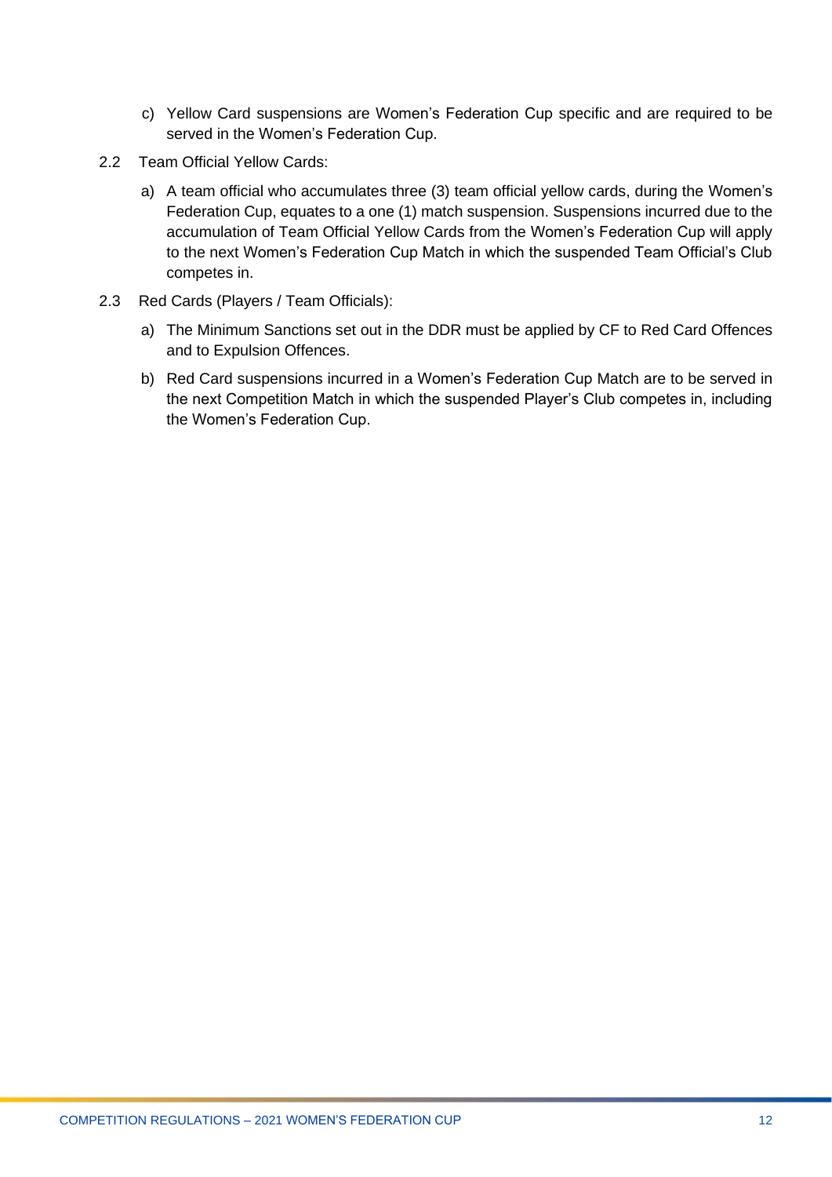c) Yellow Card suspensions are Women's Federation Cup specific and are required to be served in the Women's Federation Cup.

2.2 Team Official Yellow Cards:

a) A team official who accumulates three (3) team official yellow cards, during the Women's Federation Cup, equates to a one (1) match suspension. Suspensions incurred due to the accumulation of Team Official Yellow Cards from the Women's Federation Cup will apply to the next Women's Federation Cup Match in which the suspended Team Official's Club competes in.

2.3 Red Cards (Players / Team Officials):

a) The Minimum Sanctions set out in the DDR must be applied by CF to Red Card Offences and to Expulsion Offences.

b) Red Card suspensions incurred in a Women's Federation Cup Match are to be served in the next Competition Match in which the suspended Player's Club competes in, including the Women's Federation Cup.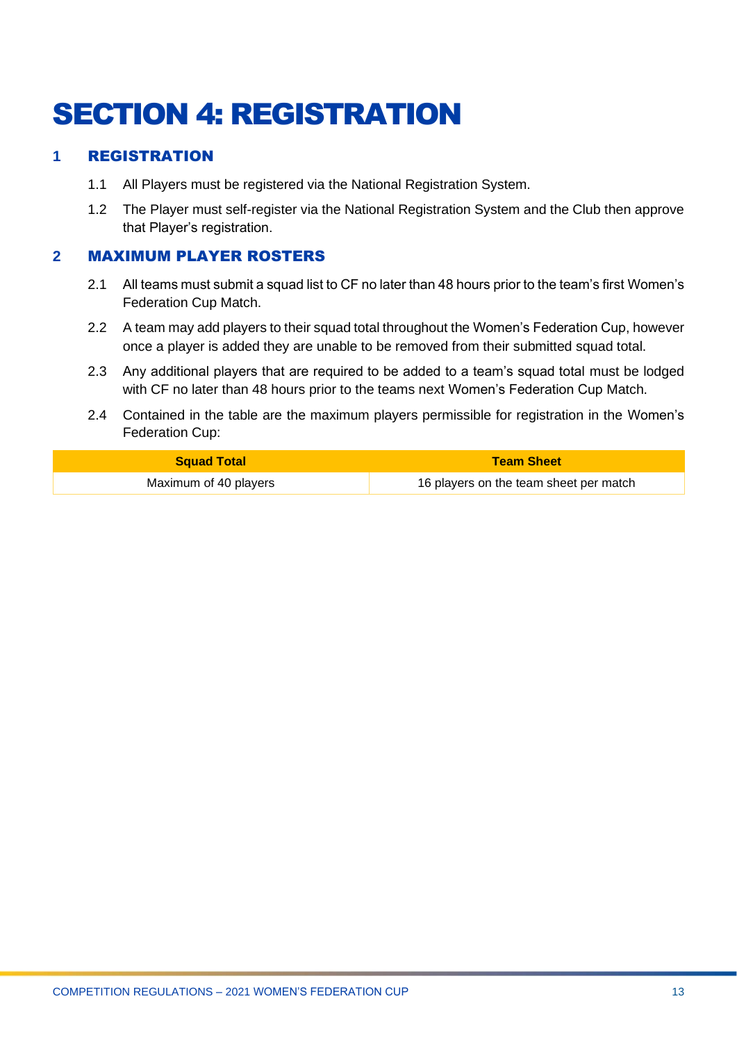# SECTION 4: REGISTRATION

## 1 REGISTRATION

1.1 All Players must be registered via the National Registration System.

1.2 The Player must self-register via the National Registration System and the Club then approve that Player's registration.

## 2 MAXIMUM PLAYER ROSTERS

2.1 All teams must submit a squad list to CF no later than 48 hours prior to the team's first Women's Federation Cup Match.

2.2 A team may add players to their squad total throughout the Women's Federation Cup, however once a player is added they are unable to be removed from their submitted squad total.

2.3 Any additional players that are required to be added to a team's squad total must be lodged with CF no later than 48 hours prior to the teams next Women's Federation Cup Match.

2.4 Contained in the table are the maximum players permissible for registration in the Women's Federation Cup:

| Squad Total | Team Sheet |
| --- | --- |
| Maximum of 40 players | 16 players on the team sheet per match |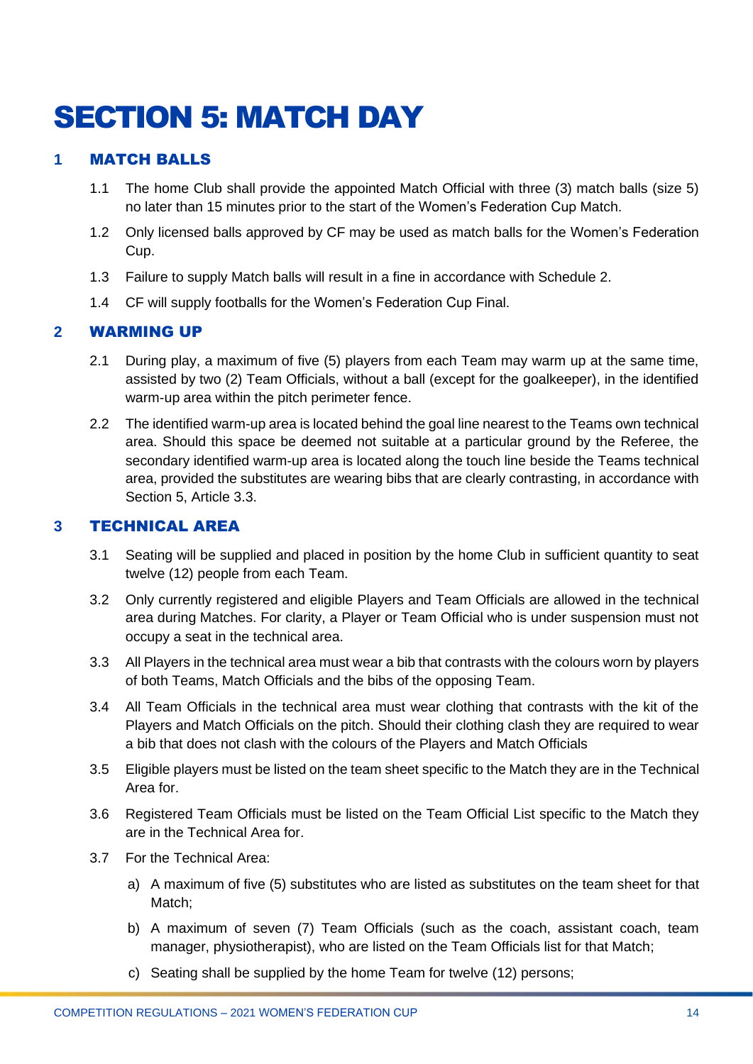# SECTION 5: MATCH DAY

## 1 MATCH BALLS

1.1 The home Club shall provide the appointed Match Official with three (3) match balls (size 5) no later than 15 minutes prior to the start of the Women's Federation Cup Match.

1.2 Only licensed balls approved by CF may be used as match balls for the Women's Federation Cup.

1.3 Failure to supply Match balls will result in a fine in accordance with Schedule 2.

1.4 CF will supply footballs for the Women's Federation Cup Final.

## 2 WARMING UP

2.1 During play, a maximum of five (5) players from each Team may warm up at the same time, assisted by two (2) Team Officials, without a ball (except for the goalkeeper), in the identified warm-up area within the pitch perimeter fence.

2.2 The identified warm-up area is located behind the goal line nearest to the Teams own technical area. Should this space be deemed not suitable at a particular ground by the Referee, the secondary identified warm-up area is located along the touch line beside the Teams technical area, provided the substitutes are wearing bibs that are clearly contrasting, in accordance with Section 5, Article 3.3.

## 3 TECHNICAL AREA

3.1 Seating will be supplied and placed in position by the home Club in sufficient quantity to seat twelve (12) people from each Team.

3.2 Only currently registered and eligible Players and Team Officials are allowed in the technical area during Matches. For clarity, a Player or Team Official who is under suspension must not occupy a seat in the technical area.

3.3 All Players in the technical area must wear a bib that contrasts with the colours worn by players of both Teams, Match Officials and the bibs of the opposing Team.

3.4 All Team Officials in the technical area must wear clothing that contrasts with the kit of the Players and Match Officials on the pitch. Should their clothing clash they are required to wear a bib that does not clash with the colours of the Players and Match Officials

3.5 Eligible players must be listed on the team sheet specific to the Match they are in the Technical Area for.

3.6 Registered Team Officials must be listed on the Team Official List specific to the Match they are in the Technical Area for.

3.7 For the Technical Area:

a) A maximum of five (5) substitutes who are listed as substitutes on the team sheet for that Match;

b) A maximum of seven (7) Team Officials (such as the coach, assistant coach, team manager, physiotherapist), who are listed on the Team Officials list for that Match;

c) Seating shall be supplied by the home Team for twelve (12) persons;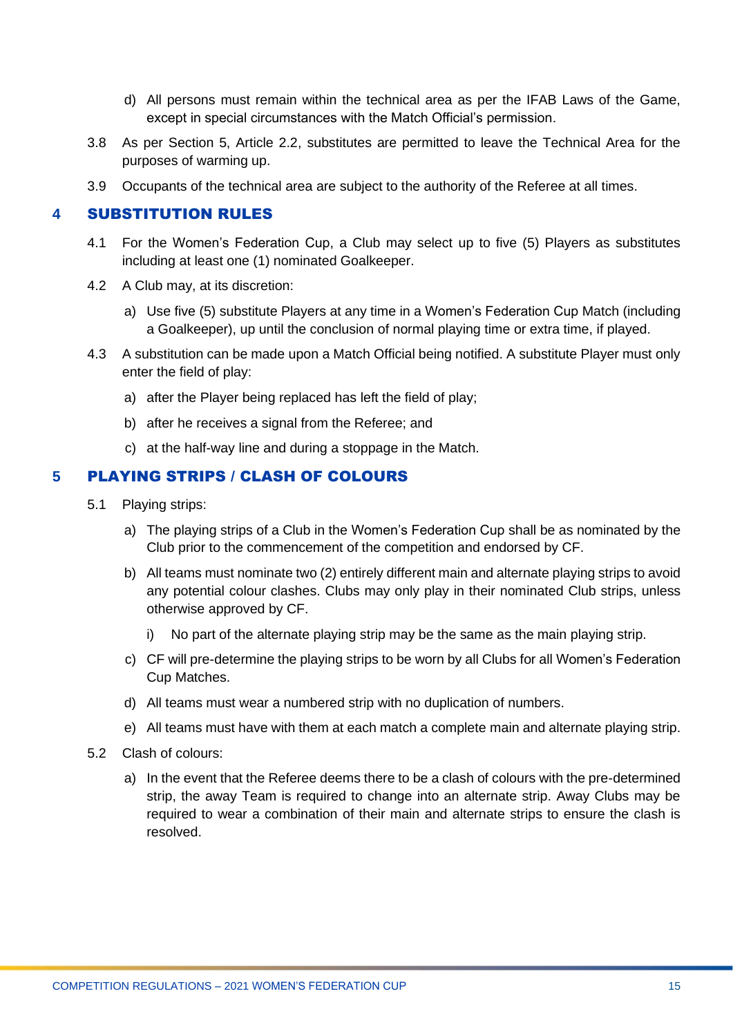d) All persons must remain within the technical area as per the IFAB Laws of the Game, except in special circumstances with the Match Official's permission.

3.8 As per Section 5, Article 2.2, substitutes are permitted to leave the Technical Area for the purposes of warming up.

3.9 Occupants of the technical area are subject to the authority of the Referee at all times.

## 4 SUBSTITUTION RULES

4.1 For the Women's Federation Cup, a Club may select up to five (5) Players as substitutes including at least one (1) nominated Goalkeeper.

4.2 A Club may, at its discretion:

a) Use five (5) substitute Players at any time in a Women's Federation Cup Match (including a Goalkeeper), up until the conclusion of normal playing time or extra time, if played.

4.3 A substitution can be made upon a Match Official being notified. A substitute Player must only enter the field of play:

a) after the Player being replaced has left the field of play;

b) after he receives a signal from the Referee; and

c) at the half-way line and during a stoppage in the Match.

## 5 PLAYING STRIPS / CLASH OF COLOURS

5.1 Playing strips:

a) The playing strips of a Club in the Women's Federation Cup shall be as nominated by the Club prior to the commencement of the competition and endorsed by CF.

b) All teams must nominate two (2) entirely different main and alternate playing strips to avoid any potential colour clashes. Clubs may only play in their nominated Club strips, unless otherwise approved by CF.

i) No part of the alternate playing strip may be the same as the main playing strip.

c) CF will pre-determine the playing strips to be worn by all Clubs for all Women's Federation Cup Matches.

d) All teams must wear a numbered strip with no duplication of numbers.

e) All teams must have with them at each match a complete main and alternate playing strip.

5.2 Clash of colours:

a) In the event that the Referee deems there to be a clash of colours with the pre-determined strip, the away Team is required to change into an alternate strip. Away Clubs may be required to wear a combination of their main and alternate strips to ensure the clash is resolved.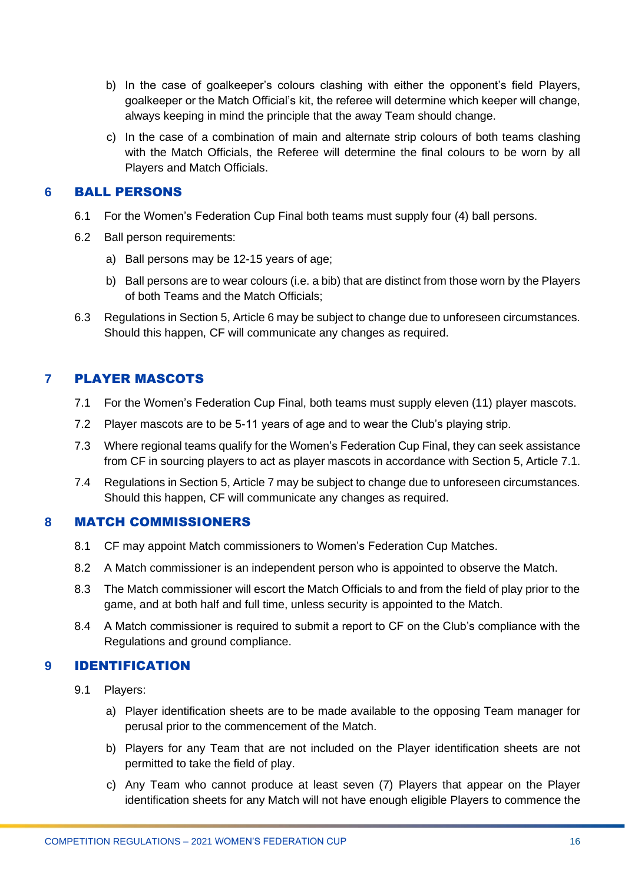b) In the case of goalkeeper's colours clashing with either the opponent's field Players, goalkeeper or the Match Official's kit, the referee will determine which keeper will change, always keeping in mind the principle that the away Team should change.

c) In the case of a combination of main and alternate strip colours of both teams clashing with the Match Officials, the Referee will determine the final colours to be worn by all Players and Match Officials.

## 6 BALL PERSONS

6.1 For the Women's Federation Cup Final both teams must supply four (4) ball persons.

6.2 Ball person requirements:

a) Ball persons may be 12-15 years of age;

b) Ball persons are to wear colours (i.e. a bib) that are distinct from those worn by the Players of both Teams and the Match Officials;

6.3 Regulations in Section 5, Article 6 may be subject to change due to unforeseen circumstances. Should this happen, CF will communicate any changes as required.

## 7 PLAYER MASCOTS

7.1 For the Women's Federation Cup Final, both teams must supply eleven (11) player mascots.

7.2 Player mascots are to be 5-11 years of age and to wear the Club's playing strip.

7.3 Where regional teams qualify for the Women's Federation Cup Final, they can seek assistance from CF in sourcing players to act as player mascots in accordance with Section 5, Article 7.1.

7.4 Regulations in Section 5, Article 7 may be subject to change due to unforeseen circumstances. Should this happen, CF will communicate any changes as required.

## 8 MATCH COMMISSIONERS

8.1 CF may appoint Match commissioners to Women's Federation Cup Matches.

8.2 A Match commissioner is an independent person who is appointed to observe the Match.

8.3 The Match commissioner will escort the Match Officials to and from the field of play prior to the game, and at both half and full time, unless security is appointed to the Match.

8.4 A Match commissioner is required to submit a report to CF on the Club's compliance with the Regulations and ground compliance.

## 9 IDENTIFICATION

9.1 Players:

a) Player identification sheets are to be made available to the opposing Team manager for perusal prior to the commencement of the Match.

b) Players for any Team that are not included on the Player identification sheets are not permitted to take the field of play.

c) Any Team who cannot produce at least seven (7) Players that appear on the Player identification sheets for any Match will not have enough eligible Players to commence the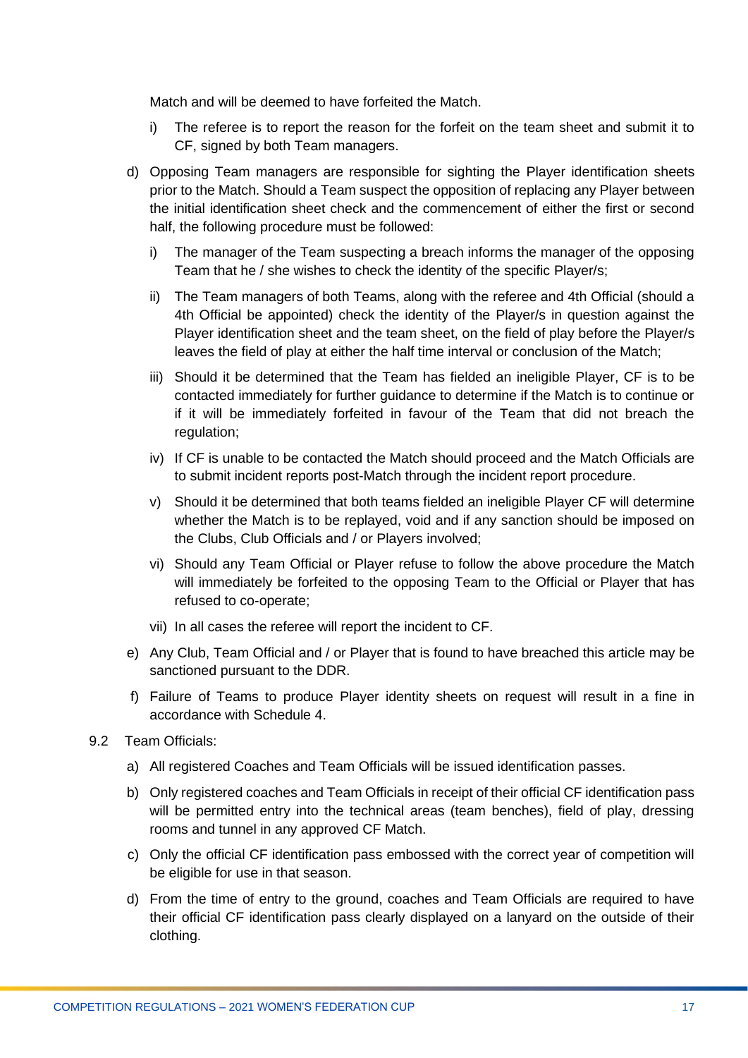Match and will be deemed to have forfeited the Match.

i) The referee is to report the reason for the forfeit on the team sheet and submit it to CF, signed by both Team managers.

d) Opposing Team managers are responsible for sighting the Player identification sheets prior to the Match. Should a Team suspect the opposition of replacing any Player between the initial identification sheet check and the commencement of either the first or second half, the following procedure must be followed:

   i) The manager of the Team suspecting a breach informs the manager of the opposing Team that he / she wishes to check the identity of the specific Player/s;

   ii) The Team managers of both Teams, along with the referee and 4th Official (should a 4th Official be appointed) check the identity of the Player/s in question against the Player identification sheet and the team sheet, on the field of play before the Player/s leaves the field of play at either the half time interval or conclusion of the Match;

   iii) Should it be determined that the Team has fielded an ineligible Player, CF is to be contacted immediately for further guidance to determine if the Match is to continue or if it will be immediately forfeited in favour of the Team that did not breach the regulation;

   iv) If CF is unable to be contacted the Match should proceed and the Match Officials are to submit incident reports post-Match through the incident report procedure.

   v) Should it be determined that both teams fielded an ineligible Player CF will determine whether the Match is to be replayed, void and if any sanction should be imposed on the Clubs, Club Officials and / or Players involved;

   vi) Should any Team Official or Player refuse to follow the above procedure the Match will immediately be forfeited to the opposing Team to the Official or Player that has refused to co-operate;

   vii) In all cases the referee will report the incident to CF.

e) Any Club, Team Official and / or Player that is found to have breached this article may be sanctioned pursuant to the DDR.

f) Failure of Teams to produce Player identity sheets on request will result in a fine in accordance with Schedule 4.

9.2 Team Officials:

a) All registered Coaches and Team Officials will be issued identification passes.

b) Only registered coaches and Team Officials in receipt of their official CF identification pass will be permitted entry into the technical areas (team benches), field of play, dressing rooms and tunnel in any approved CF Match.

c) Only the official CF identification pass embossed with the correct year of competition will be eligible for use in that season.

d) From the time of entry to the ground, coaches and Team Officials are required to have their official CF identification pass clearly displayed on a lanyard on the outside of their clothing.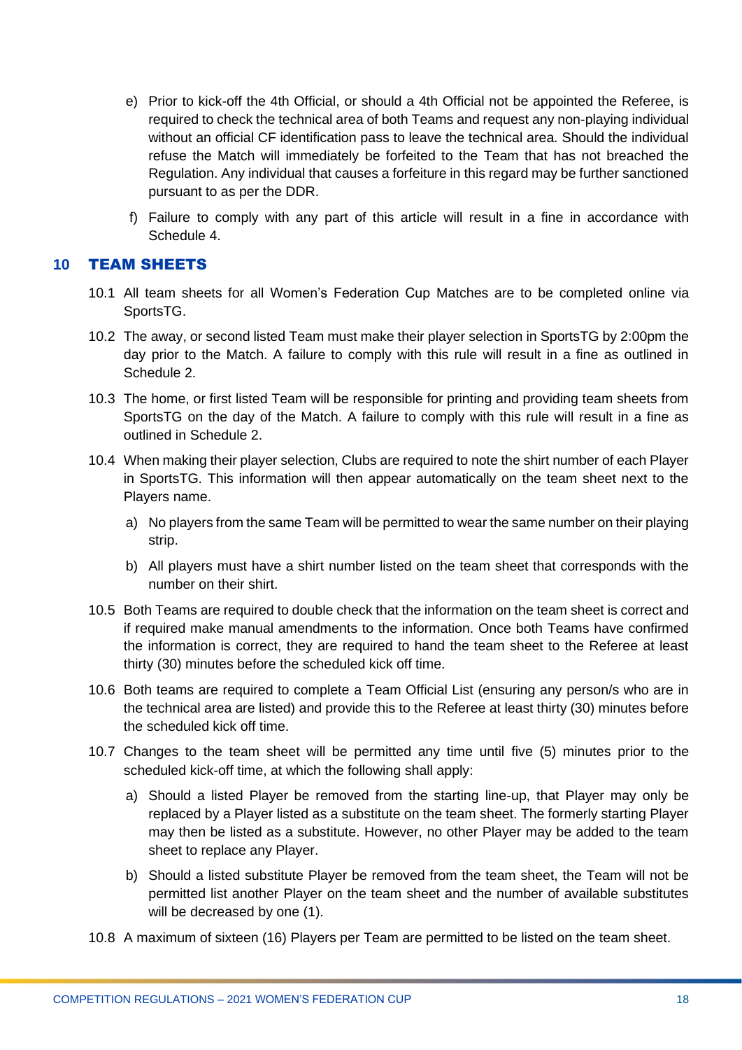e) Prior to kick-off the 4th Official, or should a 4th Official not be appointed the Referee, is required to check the technical area of both Teams and request any non-playing individual without an official CF identification pass to leave the technical area. Should the individual refuse the Match will immediately be forfeited to the Team that has not breached the Regulation. Any individual that causes a forfeiture in this regard may be further sanctioned pursuant to as per the DDR.

f) Failure to comply with any part of this article will result in a fine in accordance with Schedule 4.

## 10 TEAM SHEETS

10.1 All team sheets for all Women's Federation Cup Matches are to be completed online via SportsTG.

10.2 The away, or second listed Team must make their player selection in SportsTG by 2:00pm the day prior to the Match. A failure to comply with this rule will result in a fine as outlined in Schedule 2.

10.3 The home, or first listed Team will be responsible for printing and providing team sheets from SportsTG on the day of the Match. A failure to comply with this rule will result in a fine as outlined in Schedule 2.

10.4 When making their player selection, Clubs are required to note the shirt number of each Player in SportsTG. This information will then appear automatically on the team sheet next to the Players name.

a) No players from the same Team will be permitted to wear the same number on their playing strip.

b) All players must have a shirt number listed on the team sheet that corresponds with the number on their shirt.

10.5 Both Teams are required to double check that the information on the team sheet is correct and if required make manual amendments to the information. Once both Teams have confirmed the information is correct, they are required to hand the team sheet to the Referee at least thirty (30) minutes before the scheduled kick off time.

10.6 Both teams are required to complete a Team Official List (ensuring any person/s who are in the technical area are listed) and provide this to the Referee at least thirty (30) minutes before the scheduled kick off time.

10.7 Changes to the team sheet will be permitted any time until five (5) minutes prior to the scheduled kick-off time, at which the following shall apply:

a) Should a listed Player be removed from the starting line-up, that Player may only be replaced by a Player listed as a substitute on the team sheet. The formerly starting Player may then be listed as a substitute. However, no other Player may be added to the team sheet to replace any Player.

b) Should a listed substitute Player be removed from the team sheet, the Team will not be permitted list another Player on the team sheet and the number of available substitutes will be decreased by one (1).

10.8 A maximum of sixteen (16) Players per Team are permitted to be listed on the team sheet.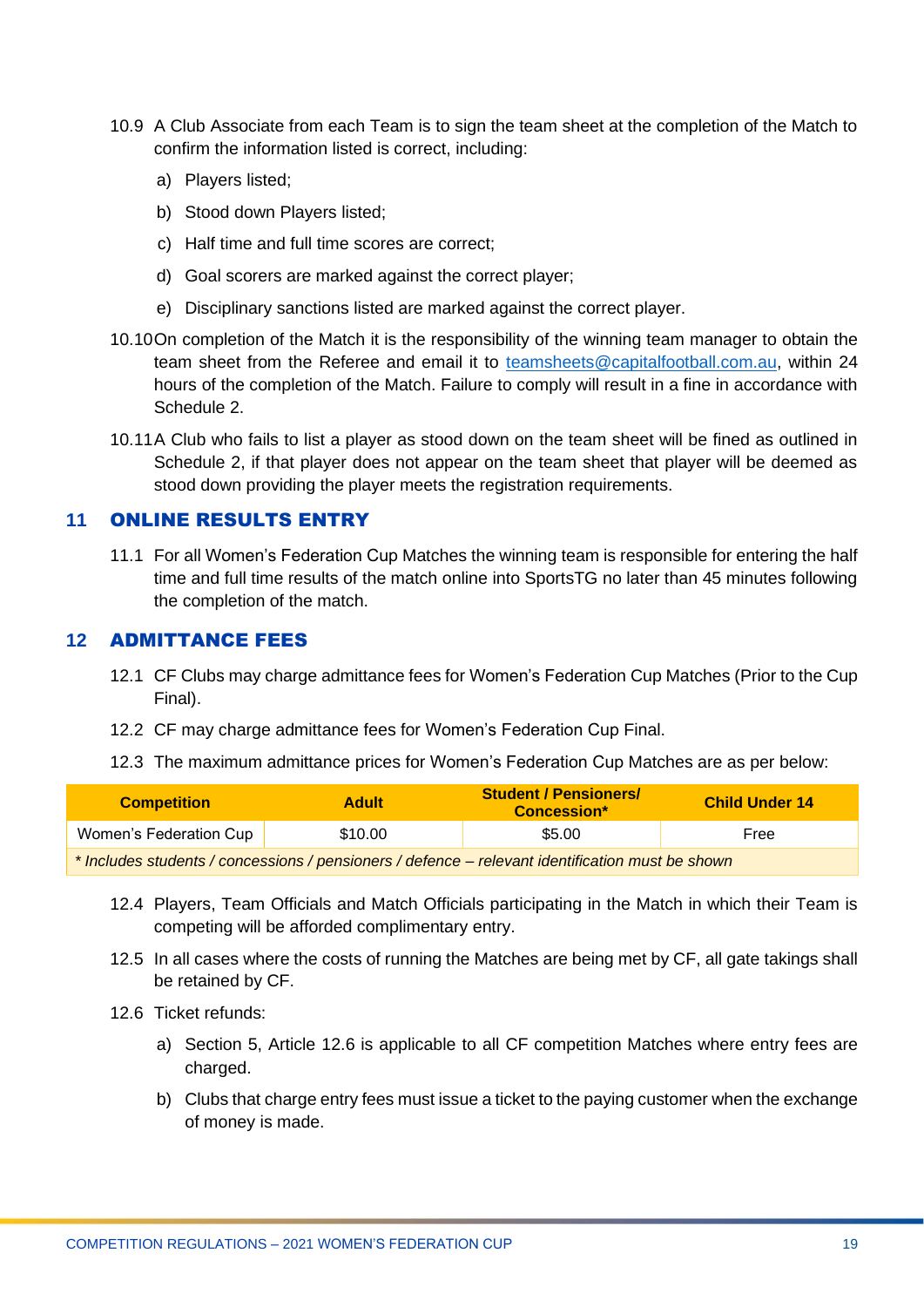10.9 A Club Associate from each Team is to sign the team sheet at the completion of the Match to confirm the information listed is correct, including:

a) Players listed;

b) Stood down Players listed;

c) Half time and full time scores are correct;

d) Goal scorers are marked against the correct player;

e) Disciplinary sanctions listed are marked against the correct player.

10.10 On completion of the Match it is the responsibility of the winning team manager to obtain the team sheet from the Referee and email it to teamsheets@capitalfootball.com.au, within 24 hours of the completion of the Match. Failure to comply will result in a fine in accordance with Schedule 2.

10.11 A Club who fails to list a player as stood down on the team sheet will be fined as outlined in Schedule 2, if that player does not appear on the team sheet that player will be deemed as stood down providing the player meets the registration requirements.

## 11 ONLINE RESULTS ENTRY

11.1 For all Women's Federation Cup Matches the winning team is responsible for entering the half time and full time results of the match online into SportsTG no later than 45 minutes following the completion of the match.

## 12 ADMITTANCE FEES

12.1 CF Clubs may charge admittance fees for Women's Federation Cup Matches (Prior to the Cup Final).

12.2 CF may charge admittance fees for Women's Federation Cup Final.

12.3 The maximum admittance prices for Women's Federation Cup Matches are as per below:

| Competition | Adult | Student / Pensioners/ Concession* | Child Under 14 |
|---|---|---|---|
| Women's Federation Cup | $10.00 | $5.00 | Free |
| *\* Includes students / concessions / pensioners / defence – relevant identification must be shown* | | | |

12.4 Players, Team Officials and Match Officials participating in the Match in which their Team is competing will be afforded complimentary entry.

12.5 In all cases where the costs of running the Matches are being met by CF, all gate takings shall be retained by CF.

12.6 Ticket refunds:

a) Section 5, Article 12.6 is applicable to all CF competition Matches where entry fees are charged.

b) Clubs that charge entry fees must issue a ticket to the paying customer when the exchange of money is made.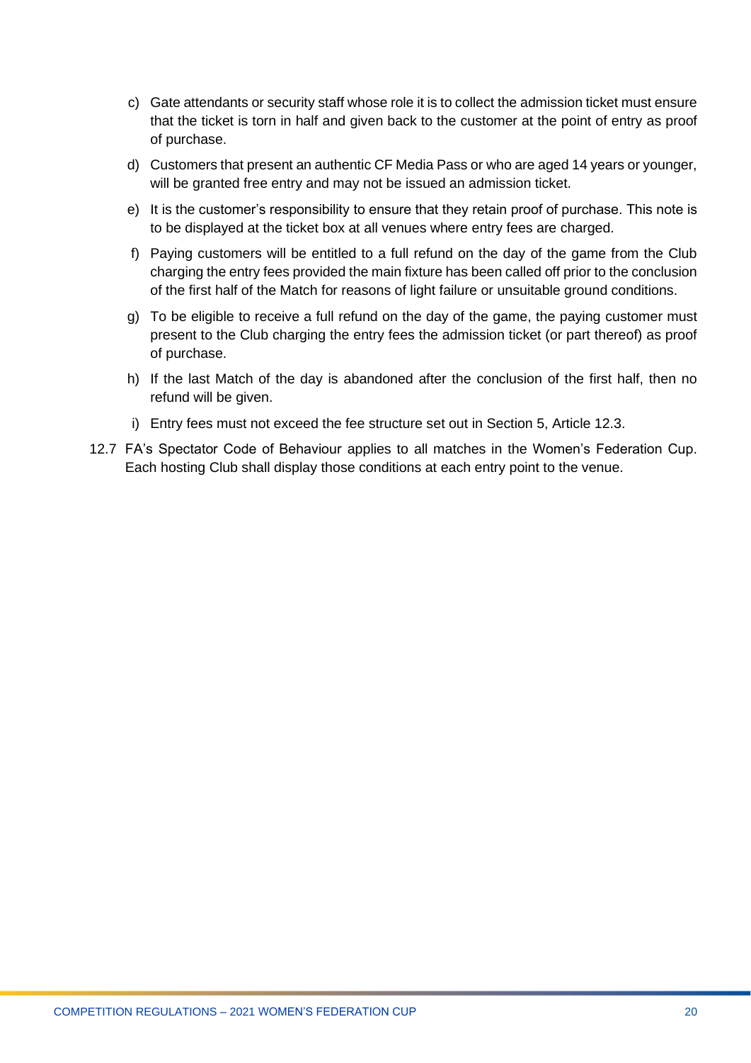c) Gate attendants or security staff whose role it is to collect the admission ticket must ensure that the ticket is torn in half and given back to the customer at the point of entry as proof of purchase.

d) Customers that present an authentic CF Media Pass or who are aged 14 years or younger, will be granted free entry and may not be issued an admission ticket.

e) It is the customer's responsibility to ensure that they retain proof of purchase. This note is to be displayed at the ticket box at all venues where entry fees are charged.

f) Paying customers will be entitled to a full refund on the day of the game from the Club charging the entry fees provided the main fixture has been called off prior to the conclusion of the first half of the Match for reasons of light failure or unsuitable ground conditions.

g) To be eligible to receive a full refund on the day of the game, the paying customer must present to the Club charging the entry fees the admission ticket (or part thereof) as proof of purchase.

h) If the last Match of the day is abandoned after the conclusion of the first half, then no refund will be given.

i) Entry fees must not exceed the fee structure set out in Section 5, Article 12.3.

12.7 FA's Spectator Code of Behaviour applies to all matches in the Women's Federation Cup. Each hosting Club shall display those conditions at each entry point to the venue.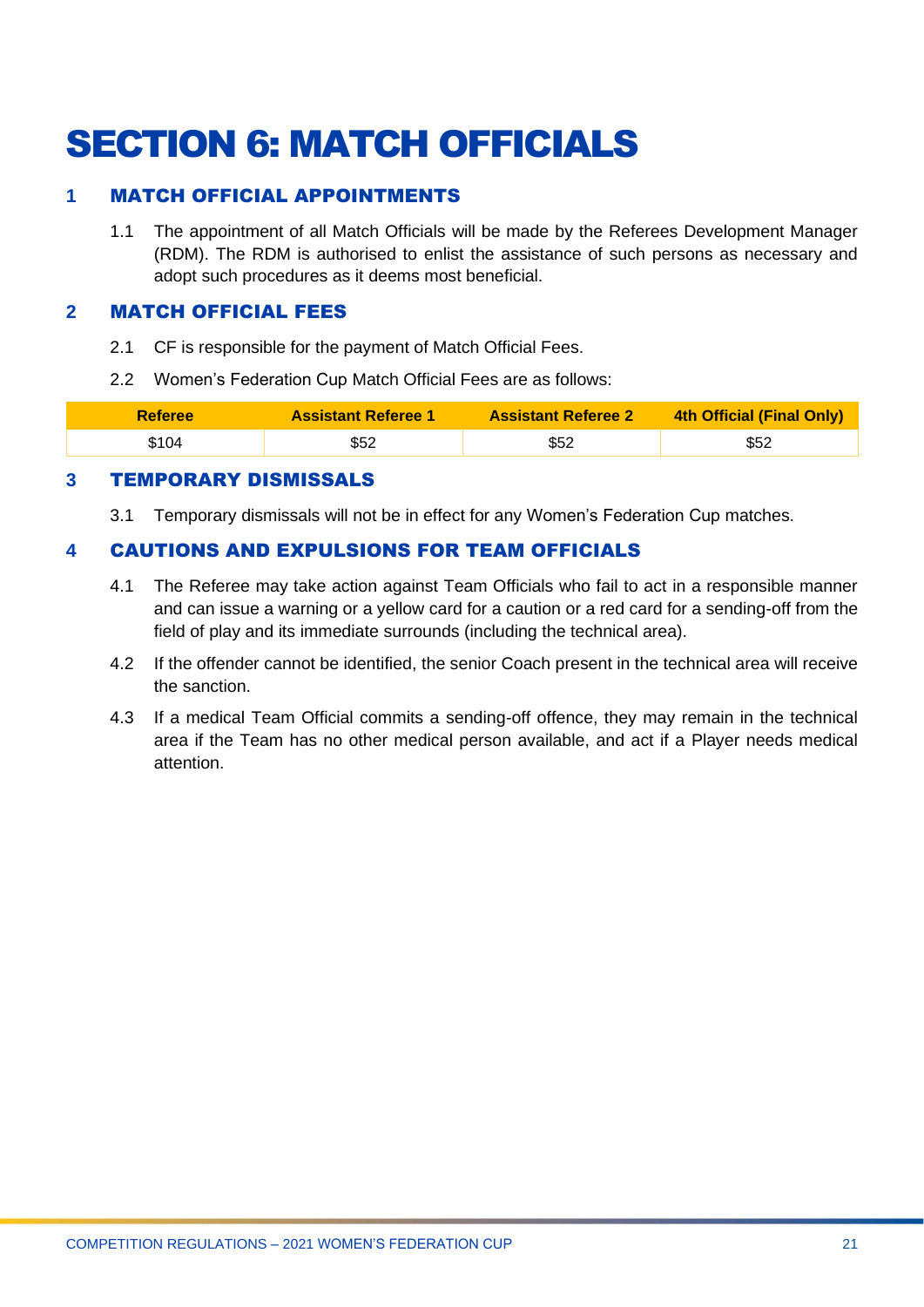# SECTION 6: MATCH OFFICIALS

## 1 MATCH OFFICIAL APPOINTMENTS

1.1 The appointment of all Match Officials will be made by the Referees Development Manager (RDM). The RDM is authorised to enlist the assistance of such persons as necessary and adopt such procedures as it deems most beneficial.

## 2 MATCH OFFICIAL FEES

2.1 CF is responsible for the payment of Match Official Fees.

2.2 Women's Federation Cup Match Official Fees are as follows:

| Referee | Assistant Referee 1 | Assistant Referee 2 | 4th Official (Final Only) |
|---|---|---|---|
| $104 | $52 | $52 | $52 |

## 3 TEMPORARY DISMISSALS

3.1 Temporary dismissals will not be in effect for any Women's Federation Cup matches.

## 4 CAUTIONS AND EXPULSIONS FOR TEAM OFFICIALS

4.1 The Referee may take action against Team Officials who fail to act in a responsible manner and can issue a warning or a yellow card for a caution or a red card for a sending-off from the field of play and its immediate surrounds (including the technical area).

4.2 If the offender cannot be identified, the senior Coach present in the technical area will receive the sanction.

4.3 If a medical Team Official commits a sending-off offence, they may remain in the technical area if the Team has no other medical person available, and act if a Player needs medical attention.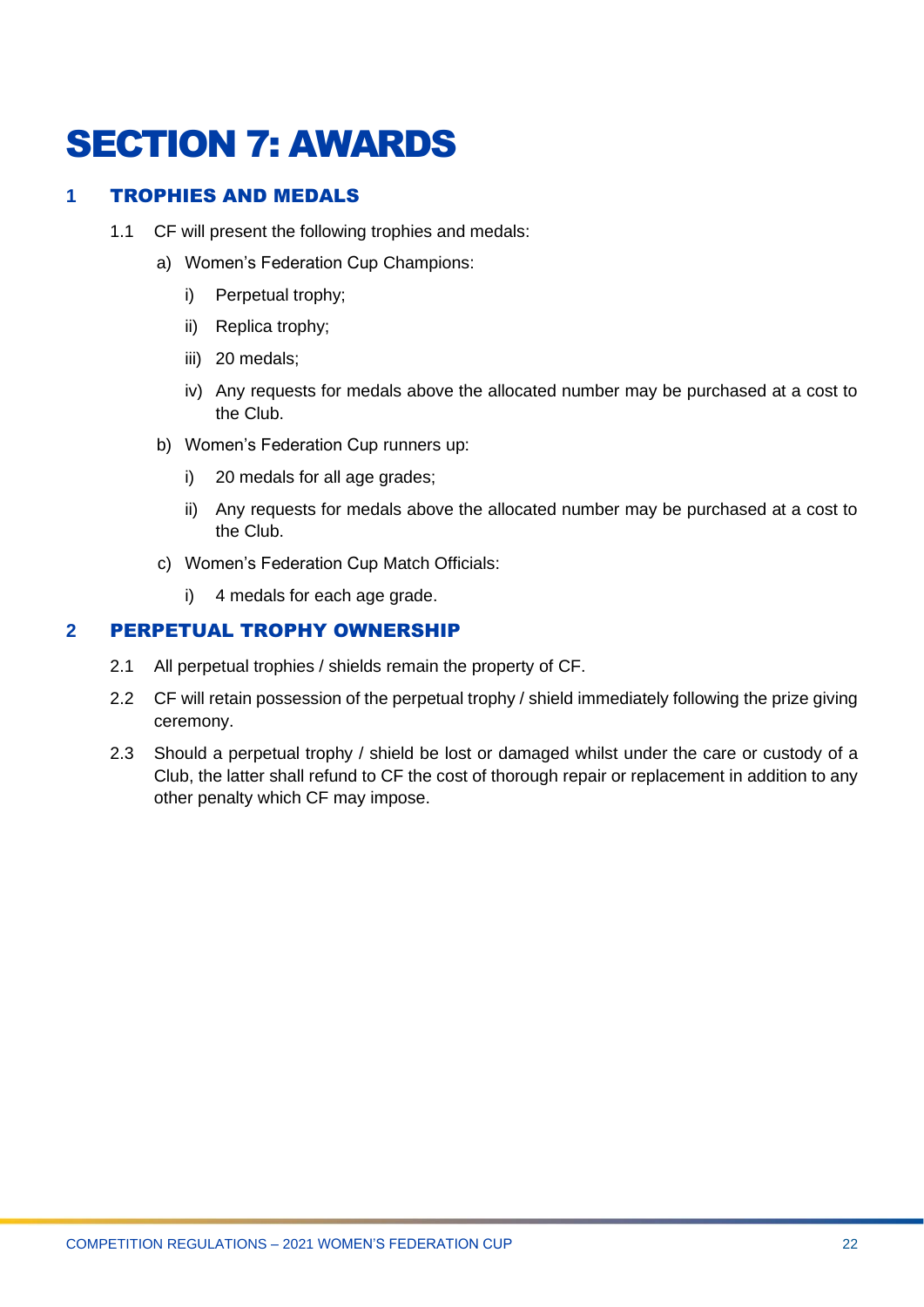# SECTION 7: AWARDS

## 1 TROPHIES AND MEDALS

1.1 CF will present the following trophies and medals:

a) Women's Federation Cup Champions:

i) Perpetual trophy;

ii) Replica trophy;

iii) 20 medals;

iv) Any requests for medals above the allocated number may be purchased at a cost to the Club.

b) Women's Federation Cup runners up:

i) 20 medals for all age grades;

ii) Any requests for medals above the allocated number may be purchased at a cost to the Club.

c) Women's Federation Cup Match Officials:

i) 4 medals for each age grade.

## 2 PERPETUAL TROPHY OWNERSHIP

2.1 All perpetual trophies / shields remain the property of CF.

2.2 CF will retain possession of the perpetual trophy / shield immediately following the prize giving ceremony.

2.3 Should a perpetual trophy / shield be lost or damaged whilst under the care or custody of a Club, the latter shall refund to CF the cost of thorough repair or replacement in addition to any other penalty which CF may impose.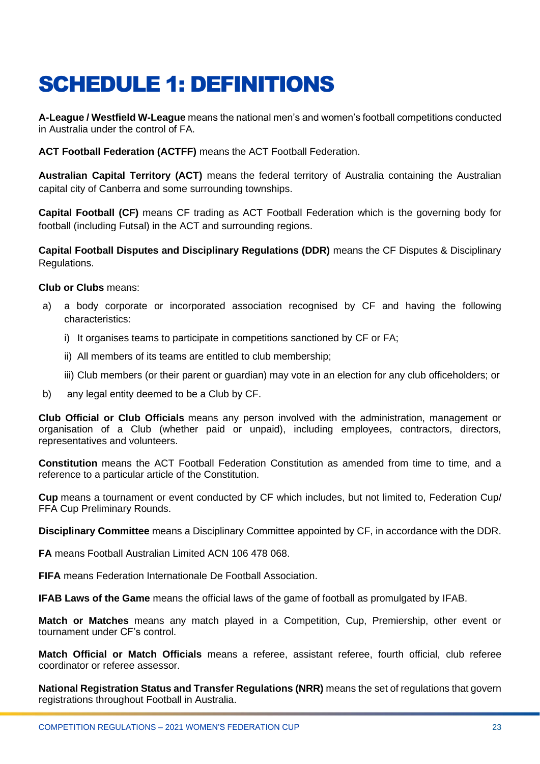# SCHEDULE 1: DEFINITIONS

**A-League / Westfield W-League** means the national men's and women's football competitions conducted in Australia under the control of FA.

**ACT Football Federation (ACTFF)** means the ACT Football Federation.

**Australian Capital Territory (ACT)** means the federal territory of Australia containing the Australian capital city of Canberra and some surrounding townships.

**Capital Football (CF)** means CF trading as ACT Football Federation which is the governing body for football (including Futsal) in the ACT and surrounding regions.

**Capital Football Disputes and Disciplinary Regulations (DDR)** means the CF Disputes & Disciplinary Regulations.

**Club or Clubs** means:

a) a body corporate or incorporated association recognised by CF and having the following characteristics:

   i) It organises teams to participate in competitions sanctioned by CF or FA;

   ii) All members of its teams are entitled to club membership;

   iii) Club members (or their parent or guardian) may vote in an election for any club officeholders; or

b) any legal entity deemed to be a Club by CF.

**Club Official or Club Officials** means any person involved with the administration, management or organisation of a Club (whether paid or unpaid), including employees, contractors, directors, representatives and volunteers.

**Constitution** means the ACT Football Federation Constitution as amended from time to time, and a reference to a particular article of the Constitution.

**Cup** means a tournament or event conducted by CF which includes, but not limited to, Federation Cup/ FFA Cup Preliminary Rounds.

**Disciplinary Committee** means a Disciplinary Committee appointed by CF, in accordance with the DDR.

**FA** means Football Australian Limited ACN 106 478 068.

**FIFA** means Federation Internationale De Football Association.

**IFAB Laws of the Game** means the official laws of the game of football as promulgated by IFAB.

**Match or Matches** means any match played in a Competition, Cup, Premiership, other event or tournament under CF's control.

**Match Official or Match Officials** means a referee, assistant referee, fourth official, club referee coordinator or referee assessor.

**National Registration Status and Transfer Regulations (NRR)** means the set of regulations that govern registrations throughout Football in Australia.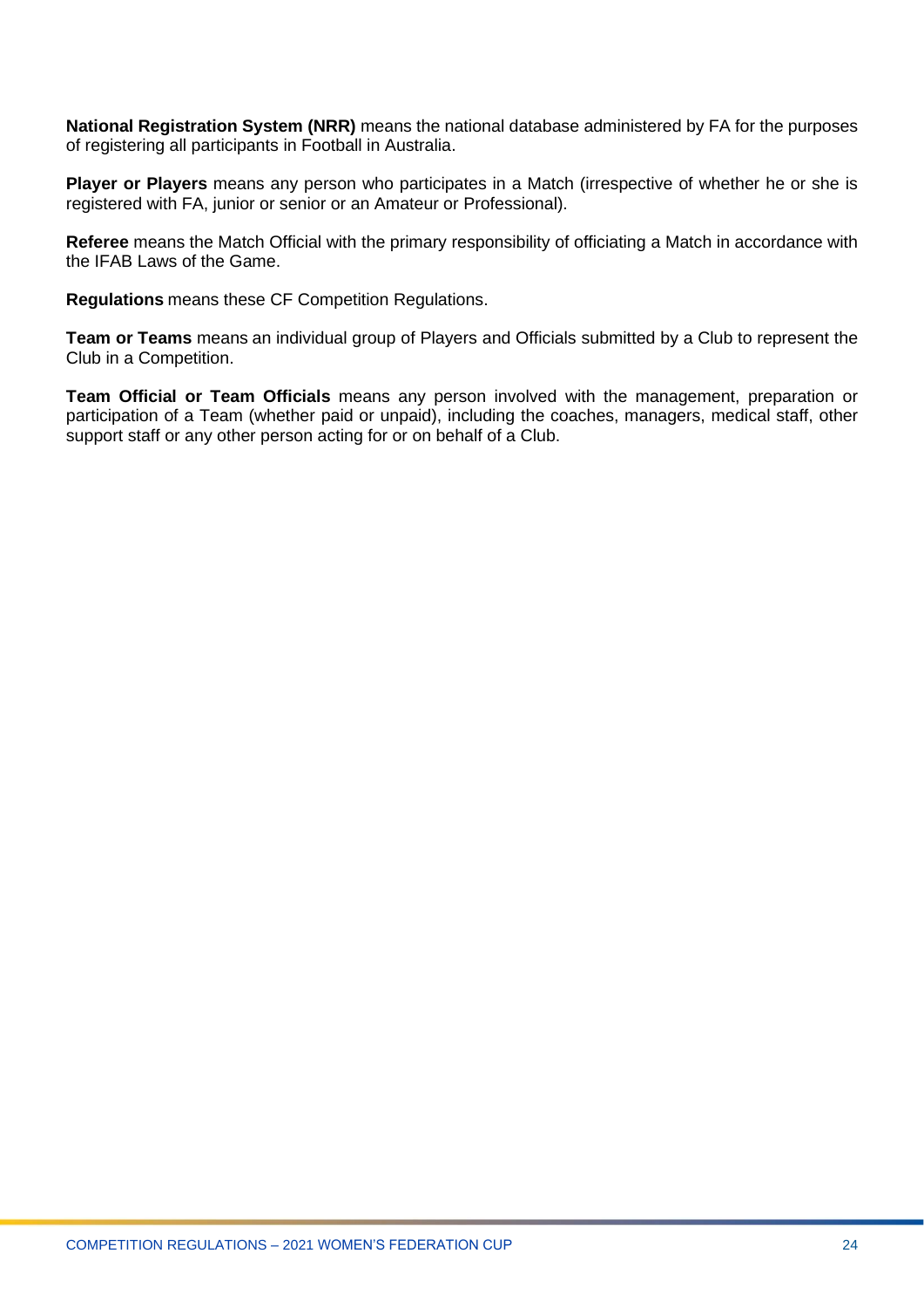**National Registration System (NRR)** means the national database administered by FA for the purposes of registering all participants in Football in Australia.

**Player or Players** means any person who participates in a Match (irrespective of whether he or she is registered with FA, junior or senior or an Amateur or Professional).

**Referee** means the Match Official with the primary responsibility of officiating a Match in accordance with the IFAB Laws of the Game.

**Regulations** means these CF Competition Regulations.

**Team or Teams** means an individual group of Players and Officials submitted by a Club to represent the Club in a Competition.

**Team Official or Team Officials** means any person involved with the management, preparation or participation of a Team (whether paid or unpaid), including the coaches, managers, medical staff, other support staff or any other person acting for or on behalf of a Club.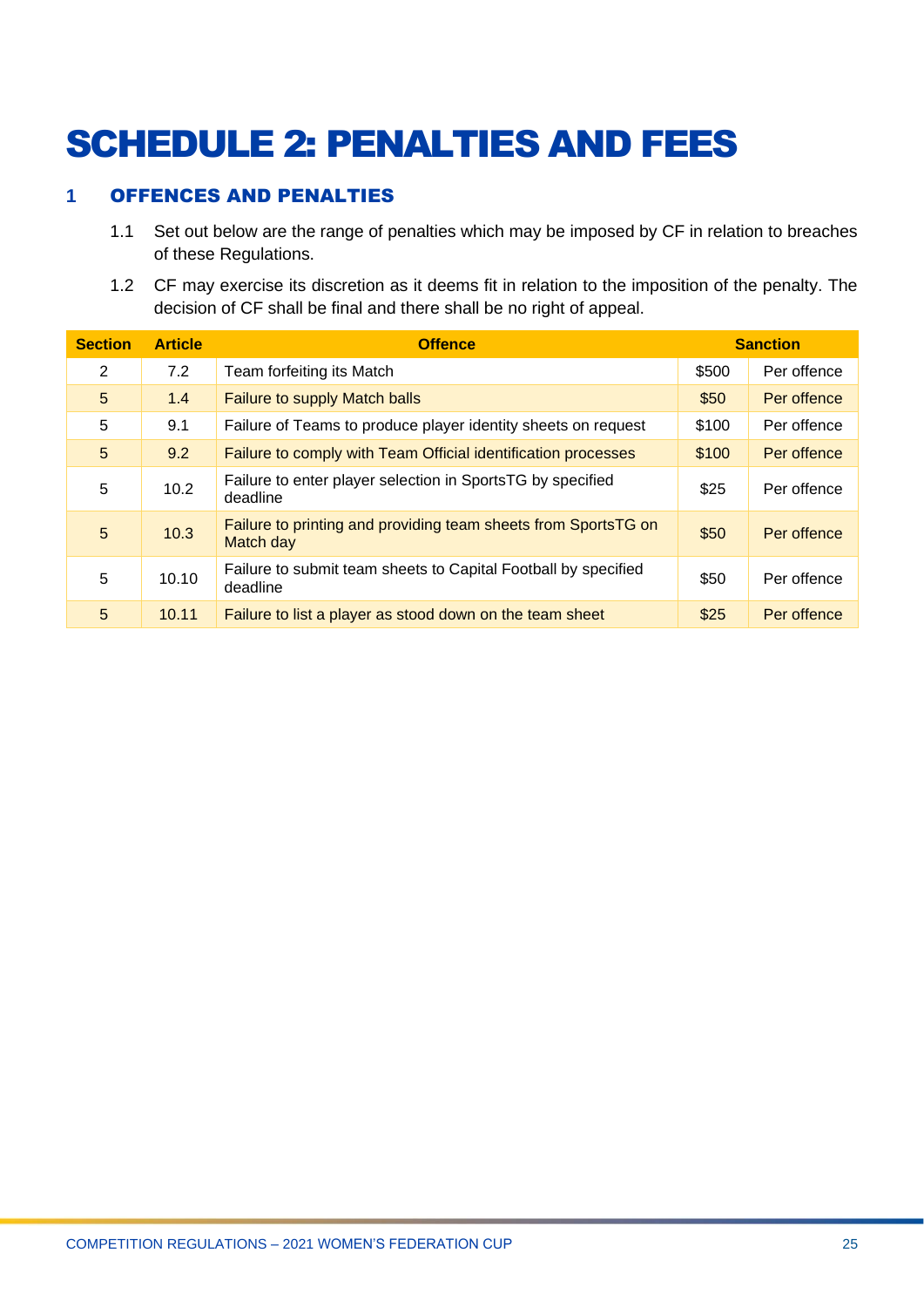# SCHEDULE 2: PENALTIES AND FEES

## 1 OFFENCES AND PENALTIES

1.1 Set out below are the range of penalties which may be imposed by CF in relation to breaches of these Regulations.

1.2 CF may exercise its discretion as it deems fit in relation to the imposition of the penalty. The decision of CF shall be final and there shall be no right of appeal.

| Section | Article | Offence | Sanction | |
|---|---|---|---|---|
| 2 | 7.2 | Team forfeiting its Match | $500 | Per offence |
| 5 | 1.4 | Failure to supply Match balls | $50 | Per offence |
| 5 | 9.1 | Failure of Teams to produce player identity sheets on request | $100 | Per offence |
| 5 | 9.2 | Failure to comply with Team Official identification processes | $100 | Per offence |
| 5 | 10.2 | Failure to enter player selection in SportsTG by specified deadline | $25 | Per offence |
| 5 | 10.3 | Failure to printing and providing team sheets from SportsTG on Match day | $50 | Per offence |
| 5 | 10.10 | Failure to submit team sheets to Capital Football by specified deadline | $50 | Per offence |
| 5 | 10.11 | Failure to list a player as stood down on the team sheet | $25 | Per offence |